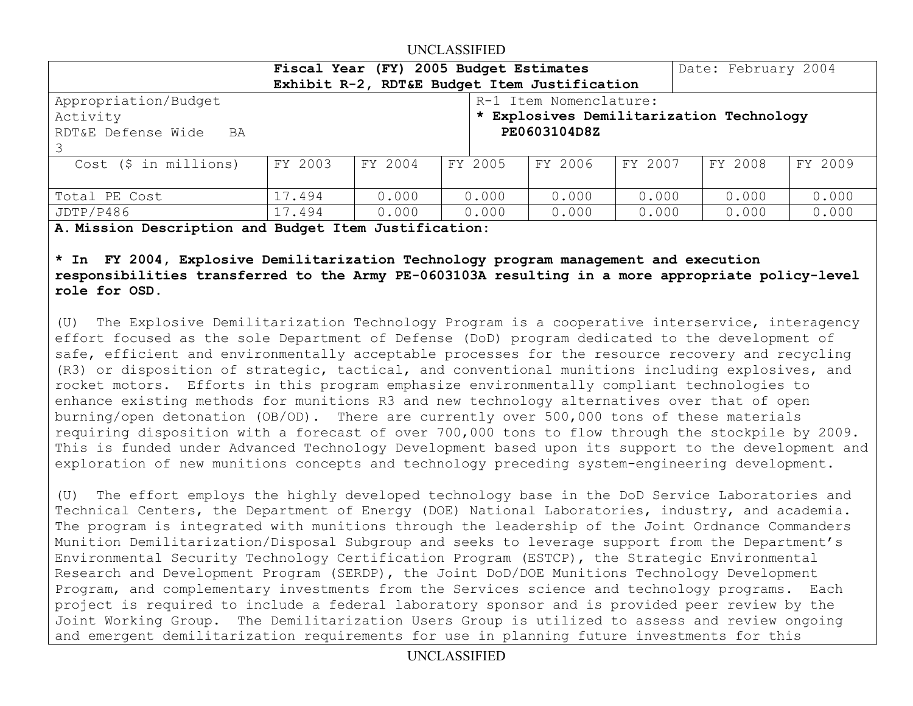UNCLASSIFIED

| Fiscal Year (FY) 2005 Budget Estimates<br>Exhibit R-2, RDT&E Budget Item Justification | | | | Date: February 2004 | | | |
|---|---|---|---|---|---|---|---|
| Appropriation/Budget Activity<br>RDT&E Defense Wide BA 3 | | | R-1 Item Nomenclature:<br>**\* Explosives Demilitarization Technology PE0603104D8Z** | | | | |
| Cost ($ in millions) | FY 2003 | FY 2004 | FY 2005 | FY 2006 | FY 2007 | FY 2008 | FY 2009 |
| Total PE Cost | 17.494 | 0.000 | 0.000 | 0.000 | 0.000 | 0.000 | 0.000 |
| JDTP/P486 | 17.494 | 0.000 | 0.000 | 0.000 | 0.000 | 0.000 | 0.000 |

**A. Mission Description and Budget Item Justification:**

**\* In FY 2004, Explosive Demilitarization Technology program management and execution responsibilities transferred to the Army PE-0603103A resulting in a more appropriate policy-level role for OSD.**

(U) The Explosive Demilitarization Technology Program is a cooperative interservice, interagency effort focused as the sole Department of Defense (DoD) program dedicated to the development of safe, efficient and environmentally acceptable processes for the resource recovery and recycling (R3) or disposition of strategic, tactical, and conventional munitions including explosives, and rocket motors. Efforts in this program emphasize environmentally compliant technologies to enhance existing methods for munitions R3 and new technology alternatives over that of open burning/open detonation (OB/OD). There are currently over 500,000 tons of these materials requiring disposition with a forecast of over 700,000 tons to flow through the stockpile by 2009. This is funded under Advanced Technology Development based upon its support to the development and exploration of new munitions concepts and technology preceding system-engineering development.

(U) The effort employs the highly developed technology base in the DoD Service Laboratories and Technical Centers, the Department of Energy (DOE) National Laboratories, industry, and academia. The program is integrated with munitions through the leadership of the Joint Ordnance Commanders Munition Demilitarization/Disposal Subgroup and seeks to leverage support from the Department's Environmental Security Technology Certification Program (ESTCP), the Strategic Environmental Research and Development Program (SERDP), the Joint DoD/DOE Munitions Technology Development Program, and complementary investments from the Services science and technology programs. Each project is required to include a federal laboratory sponsor and is provided peer review by the Joint Working Group. The Demilitarization Users Group is utilized to assess and review ongoing and emergent demilitarization requirements for use in planning future investments for this

UNCLASSIFIED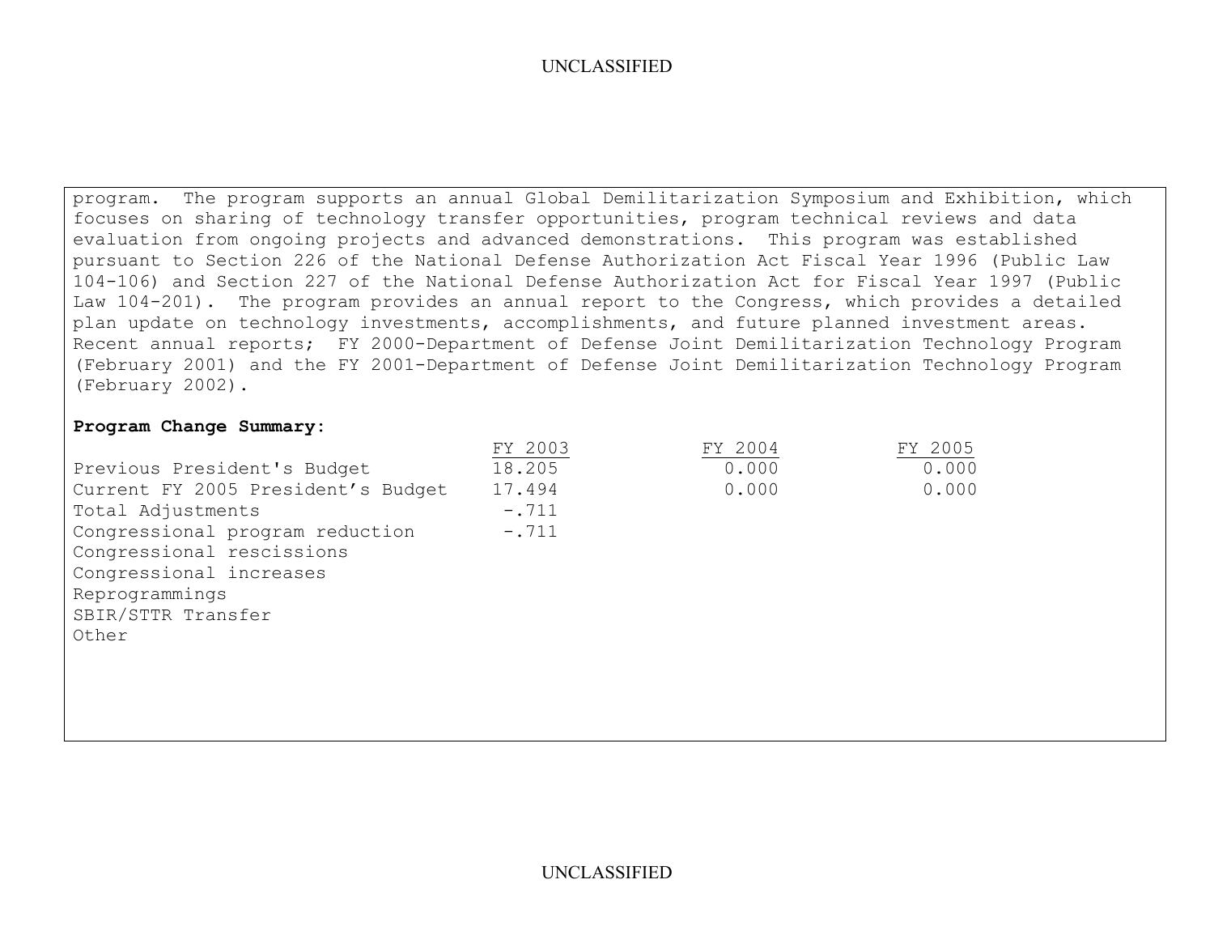program. The program supports an annual Global Demilitarization Symposium and Exhibition, which focuses on sharing of technology transfer opportunities, program technical reviews and data evaluation from ongoing projects and advanced demonstrations. This program was established pursuant to Section 226 of the National Defense Authorization Act Fiscal Year 1996 (Public Law 104-106) and Section 227 of the National Defense Authorization Act for Fiscal Year 1997 (Public Law 104-201). The program provides an annual report to the Congress, which provides a detailed plan update on technology investments, accomplishments, and future planned investment areas. Recent annual reports; FY 2000-Department of Defense Joint Demilitarization Technology Program (February 2001) and the FY 2001-Department of Defense Joint Demilitarization Technology Program (February 2002).

**Program Change Summary:**

| | FY 2003 | FY 2004 | FY 2005 |
|---|---|---|---|
| Previous President's Budget | 18.205 | 0.000 | 0.000 |
| Current FY 2005 President's Budget | 17.494 | 0.000 | 0.000 |
| Total Adjustments | -.711 | | |
| Congressional program reduction | -.711 | | |
| Congressional rescissions | | | |
| Congressional increases | | | |
| Reprogrammings | | | |
| SBIR/STTR Transfer | | | |
| Other | | | |